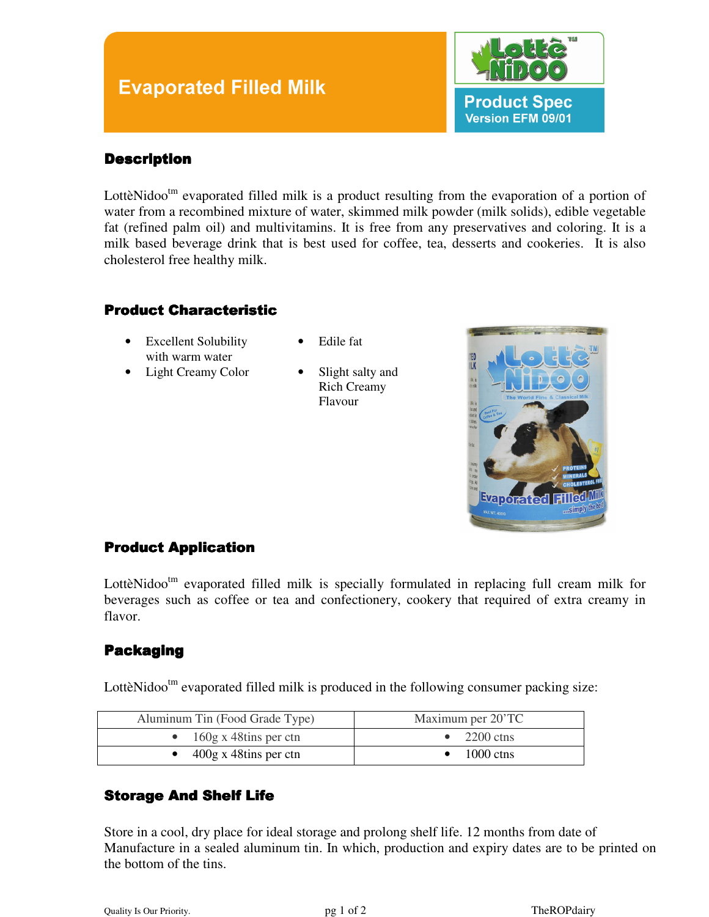# Evaporated Filled Milk

**Product Spec**
**Version EFM 09/01**

## Description

LottèNidoo[tm] evaporated filled milk is a product resulting from the evaporation of a portion of water from a recombined mixture of water, skimmed milk powder (milk solids), edible vegetable fat (refined palm oil) and multivitamins. It is free from any preservatives and coloring. It is a milk based beverage drink that is best used for coffee, tea, desserts and cookeries. It is also cholesterol free healthy milk.

## Product Characteristic

- Excellent Solubility with warm water
- Light Creamy Color
- Edile fat
- Slight salty and Rich Creamy Flavour

## Product Application

LottèNidoo[tm] evaporated filled milk is specially formulated in replacing full cream milk for beverages such as coffee or tea and confectionery, cookery that required of extra creamy in flavor.

## Packaging

LottèNidoo[tm] evaporated filled milk is produced in the following consumer packing size:

| Aluminum Tin (Food Grade Type) | Maximum per 20'TC |
|---|---|
| • 160g x 48tins per ctn | • 2200 ctns |
| • 400g x 48tins per ctn | • 1000 ctns |

## Storage And Shelf Life

Store in a cool, dry place for ideal storage and prolong shelf life. 12 months from date of Manufacture in a sealed aluminum tin. In which, production and expiry dates are to be printed on the bottom of the tins.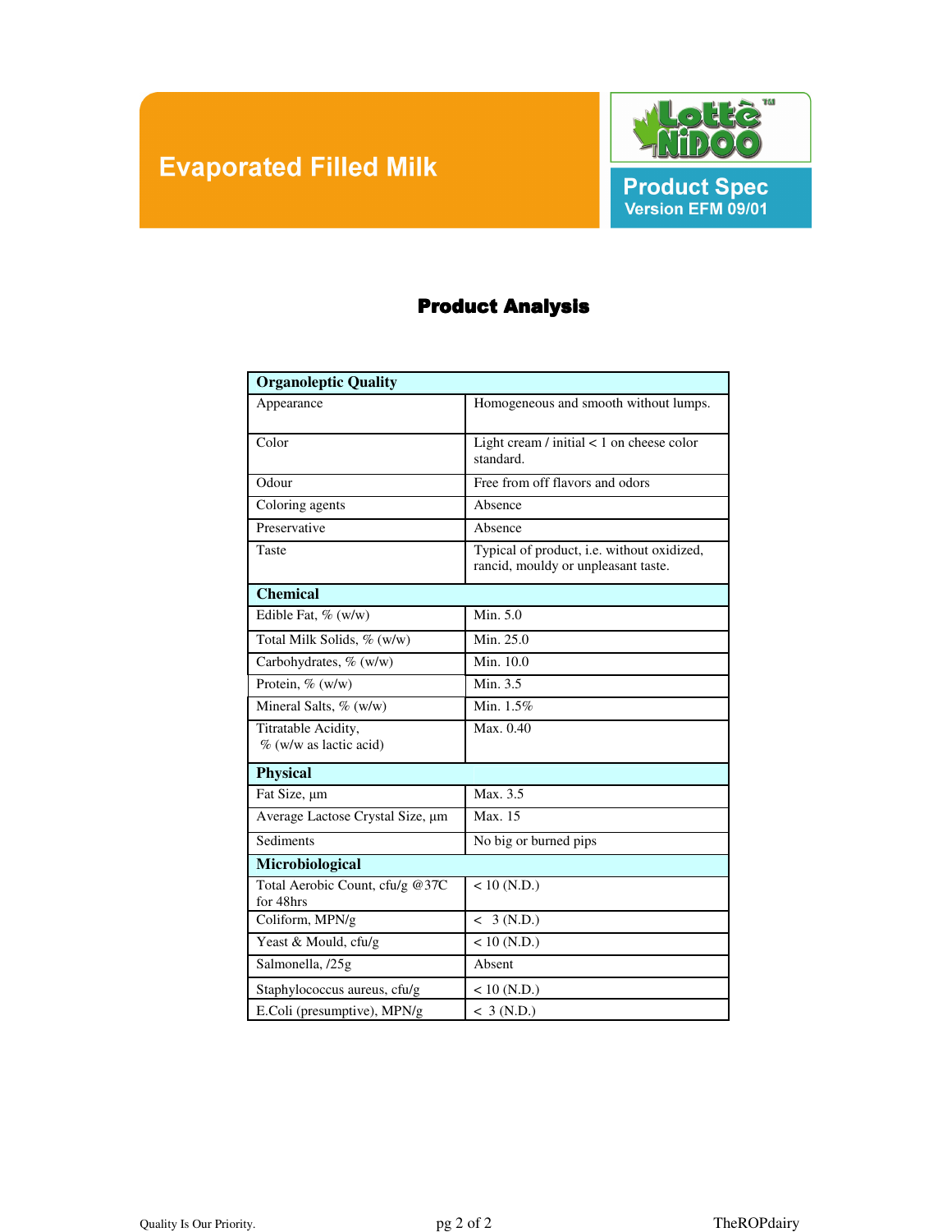# Evaporated Filled Milk

Product Spec
Version EFM 09/01

## Product Analysis

| | |
|---|---|
| **Organoleptic Quality** | |
| Appearance | Homogeneous and smooth without lumps. |
| Color | Light cream / initial < 1 on cheese color standard. |
| Odour | Free from off flavors and odors |
| Coloring agents | Absence |
| Preservative | Absence |
| Taste | Typical of product, i.e. without oxidized, rancid, mouldy or unpleasant taste. |
| **Chemical** | |
| Edible Fat, % (w/w) | Min. 5.0 |
| Total Milk Solids, % (w/w) | Min. 25.0 |
| Carbohydrates, % (w/w) | Min. 10.0 |
| Protein, % (w/w) | Min. 3.5 |
| Mineral Salts, % (w/w) | Min. 1.5% |
| Titratable Acidity, % (w/w as lactic acid) | Max. 0.40 |
| **Physical** | |
| Fat Size, µm | Max. 3.5 |
| Average Lactose Crystal Size, µm | Max. 15 |
| Sediments | No big or burned pips |
| **Microbiological** | |
| Total Aerobic Count, cfu/g @37C for 48hrs | < 10 (N.D.) |
| Coliform, MPN/g | < 3 (N.D.) |
| Yeast & Mould, cfu/g | < 10 (N.D.) |
| Salmonella, /25g | Absent |
| Staphylococcus aureus, cfu/g | < 10 (N.D.) |
| E.Coli (presumptive), MPN/g | < 3 (N.D.) |